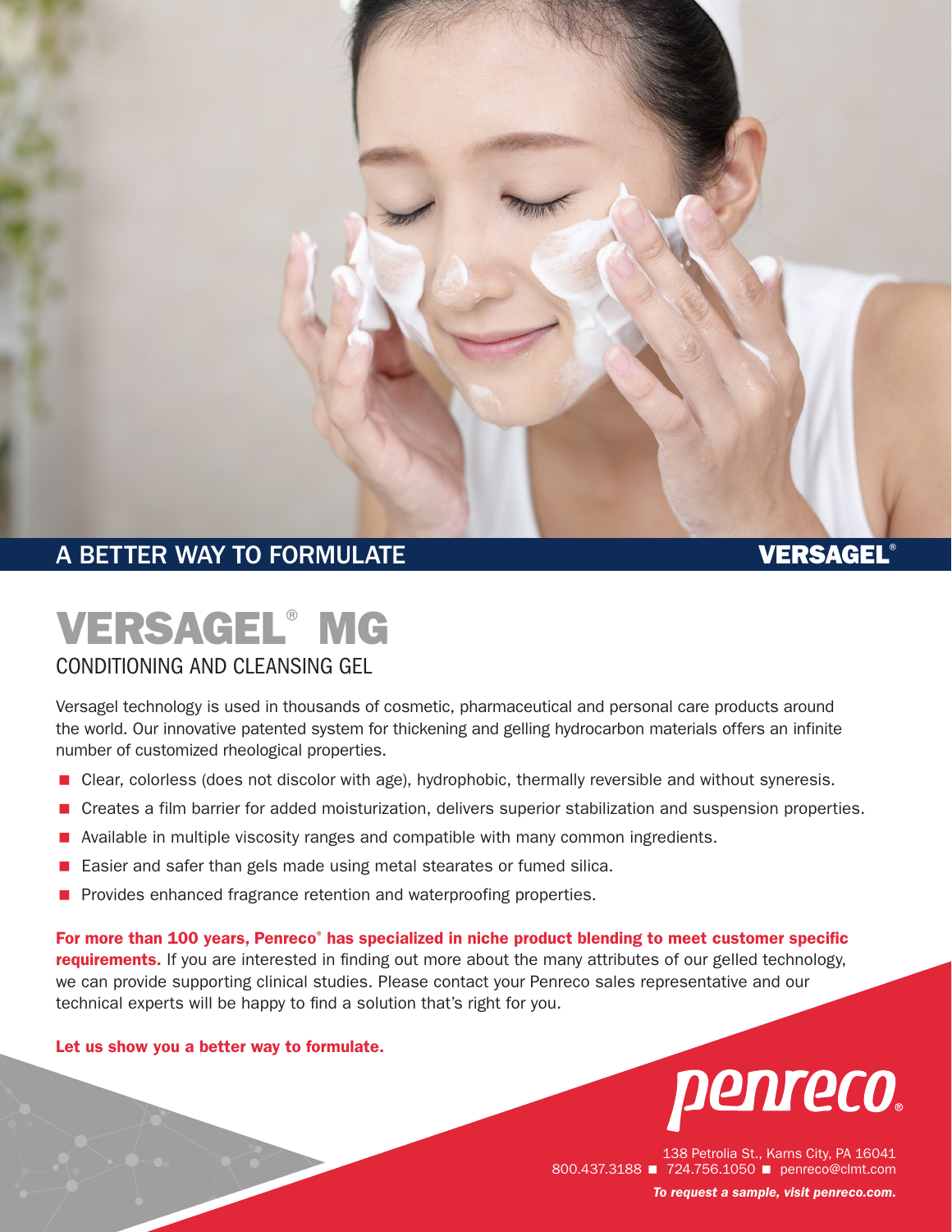A BETTER WAY TO FORMULATE

VERSAGEL®

# VERSAGEL® MG

## CONDITIONING AND CLEANSING GEL

Versagel technology is used in thousands of cosmetic, pharmaceutical and personal care products around the world. Our innovative patented system for thickening and gelling hydrocarbon materials offers an infinite number of customized rheological properties.

- Clear, colorless (does not discolor with age), hydrophobic, thermally reversible and without syneresis.
- Creates a film barrier for added moisturization, delivers superior stabilization and suspension properties.
- Available in multiple viscosity ranges and compatible with many common ingredients.
- Easier and safer than gels made using metal stearates or fumed silica.
- Provides enhanced fragrance retention and waterproofing properties.

**For more than 100 years, Penreco® has specialized in niche product blending to meet customer specific requirements.** If you are interested in finding out more about the many attributes of our gelled technology, we can provide supporting clinical studies. Please contact your Penreco sales representative and our technical experts will be happy to find a solution that's right for you.

**Let us show you a better way to formulate.**

penreco®

138 Petrolia St., Karns City, PA 16041
800.437.3188 ■ 724.756.1050 ■ penreco@clmt.com

***To request a sample, visit penreco.com.***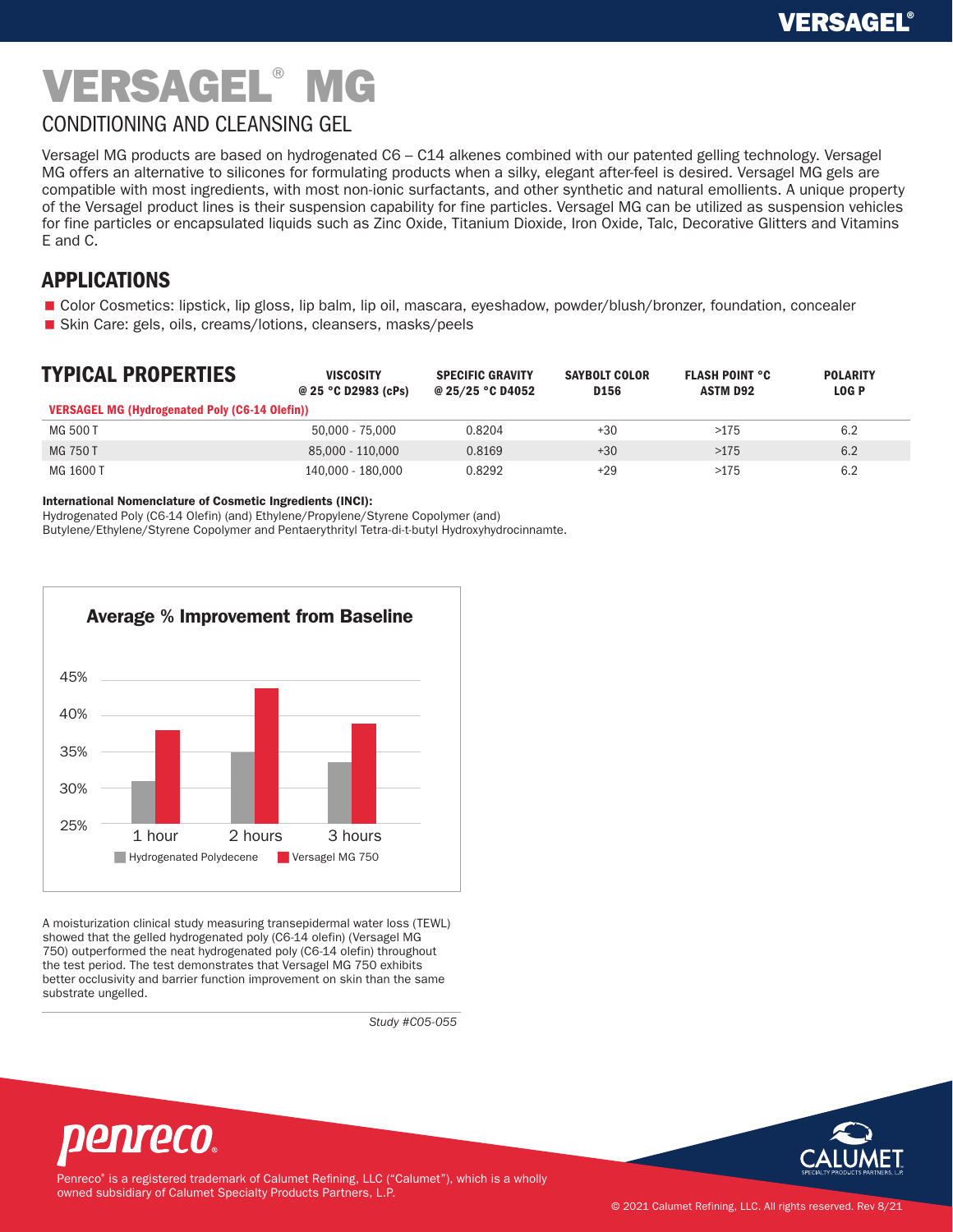# VERSAGEL® MG

## CONDITIONING AND CLEANSING GEL

Versagel MG products are based on hydrogenated C6 – C14 alkenes combined with our patented gelling technology. Versagel MG offers an alternative to silicones for formulating products when a silky, elegant after-feel is desired. Versagel MG gels are compatible with most ingredients, with most non-ionic surfactants, and other synthetic and natural emollients. A unique property of the Versagel product lines is their suspension capability for fine particles. Versagel MG can be utilized as suspension vehicles for fine particles or encapsulated liquids such as Zinc Oxide, Titanium Dioxide, Iron Oxide, Talc, Decorative Glitters and Vitamins E and C.

## APPLICATIONS

- Color Cosmetics: lipstick, lip gloss, lip balm, lip oil, mascara, eyeshadow, powder/blush/bronzer, foundation, concealer
- Skin Care: gels, oils, creams/lotions, cleansers, masks/peels

## TYPICAL PROPERTIES

| VERSAGEL MG (Hydrogenated Poly (C6-14 Olefin)) | VISCOSITY @ 25 °C D2983 (cPs) | SPECIFIC GRAVITY @ 25/25 °C D4052 | SAYBOLT COLOR D156 | FLASH POINT °C ASTM D92 | POLARITY LOG P |
|---|---|---|---|---|---|
| MG 500 T | 50,000 - 75,000 | 0.8204 | +30 | >175 | 6.2 |
| MG 750 T | 85,000 - 110,000 | 0.8169 | +30 | >175 | 6.2 |
| MG 1600 T | 140,000 - 180,000 | 0.8292 | +29 | >175 | 6.2 |

**International Nomenclature of Cosmetic Ingredients (INCI):**
Hydrogenated Poly (C6-14 Olefin) (and) Ethylene/Propylene/Styrene Copolymer (and) Butylene/Ethylene/Styrene Copolymer and Pentaerythrityl Tetra-di-t-butyl Hydroxyhydrocinnamte.

**Average % Improvement from Baseline**

45%
40%
35%
30%
25%
1 hour
2 hours
3 hours
Hydrogenated Polydecene
Versagel MG 750

A moisturization clinical study measuring transepidermal water loss (TEWL) showed that the gelled hydrogenated poly (C6-14 olefin) (Versagel MG 750) outperformed the neat hydrogenated poly (C6-14 olefin) throughout the test period. The test demonstrates that Versagel MG 750 exhibits better occlusivity and barrier function improvement on skin than the same substrate ungelled.

*Study #C05-055*

Penreco® is a registered trademark of Calumet Refining, LLC ("Calumet"), which is a wholly owned subsidiary of Calumet Specialty Products Partners, L.P.

© 2021 Calumet Refining, LLC. All rights reserved. Rev 8/21